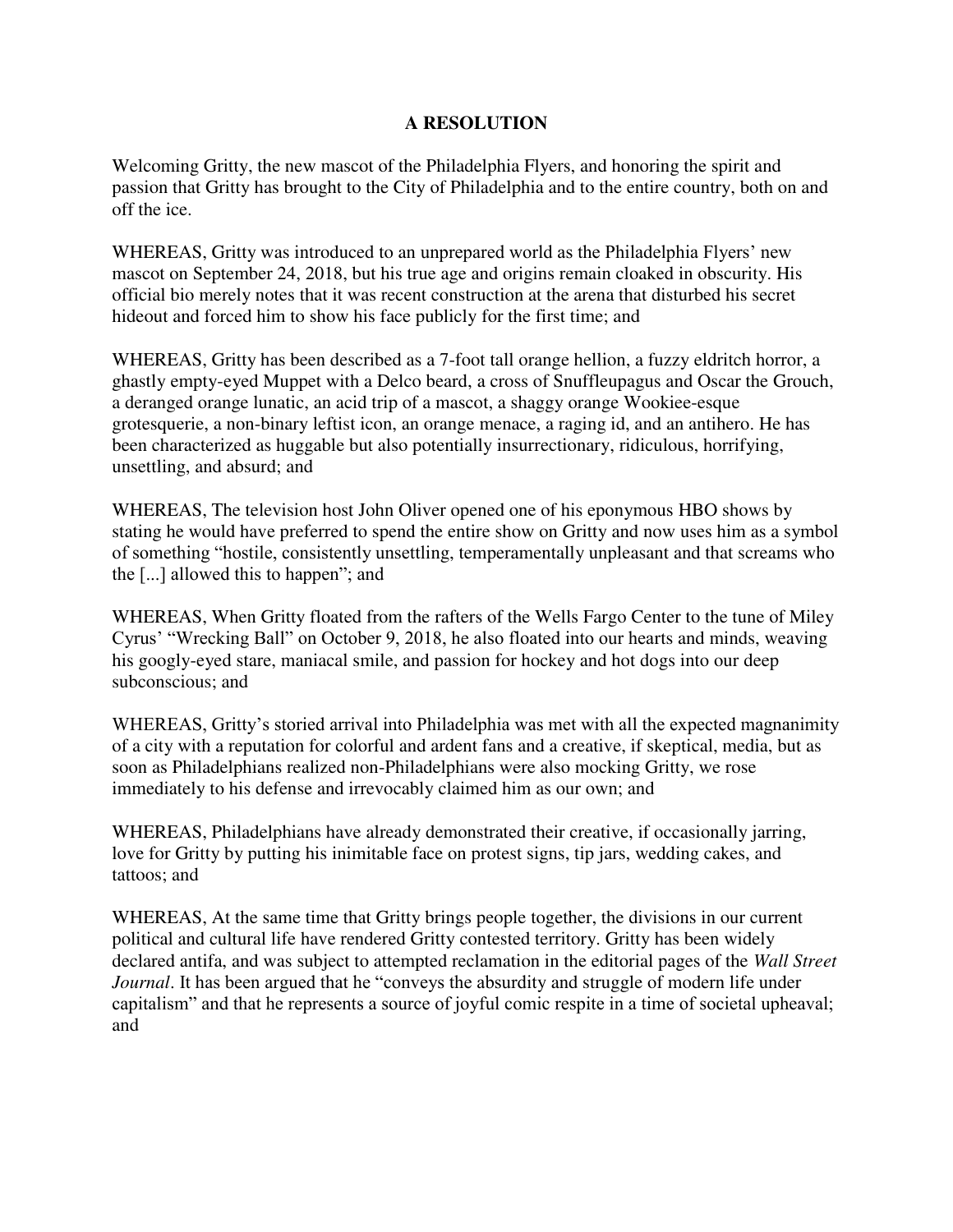**A RESOLUTION**

Welcoming Gritty, the new mascot of the Philadelphia Flyers, and honoring the spirit and passion that Gritty has brought to the City of Philadelphia and to the entire country, both on and off the ice.

WHEREAS, Gritty was introduced to an unprepared world as the Philadelphia Flyers' new mascot on September 24, 2018, but his true age and origins remain cloaked in obscurity. His official bio merely notes that it was recent construction at the arena that disturbed his secret hideout and forced him to show his face publicly for the first time; and

WHEREAS, Gritty has been described as a 7-foot tall orange hellion, a fuzzy eldritch horror, a ghastly empty-eyed Muppet with a Delco beard, a cross of Snuffleupagus and Oscar the Grouch, a deranged orange lunatic, an acid trip of a mascot, a shaggy orange Wookiee-esque grotesquerie, a non-binary leftist icon, an orange menace, a raging id, and an antihero. He has been characterized as huggable but also potentially insurrectionary, ridiculous, horrifying, unsettling, and absurd; and

WHEREAS, The television host John Oliver opened one of his eponymous HBO shows by stating he would have preferred to spend the entire show on Gritty and now uses him as a symbol of something "hostile, consistently unsettling, temperamentally unpleasant and that screams who the [...] allowed this to happen"; and

WHEREAS, When Gritty floated from the rafters of the Wells Fargo Center to the tune of Miley Cyrus' "Wrecking Ball" on October 9, 2018, he also floated into our hearts and minds, weaving his googly-eyed stare, maniacal smile, and passion for hockey and hot dogs into our deep subconscious; and

WHEREAS, Gritty's storied arrival into Philadelphia was met with all the expected magnanimity of a city with a reputation for colorful and ardent fans and a creative, if skeptical, media, but as soon as Philadelphians realized non-Philadelphians were also mocking Gritty, we rose immediately to his defense and irrevocably claimed him as our own; and

WHEREAS, Philadelphians have already demonstrated their creative, if occasionally jarring, love for Gritty by putting his inimitable face on protest signs, tip jars, wedding cakes, and tattoos; and

WHEREAS, At the same time that Gritty brings people together, the divisions in our current political and cultural life have rendered Gritty contested territory. Gritty has been widely declared antifa, and was subject to attempted reclamation in the editorial pages of the *Wall Street Journal*. It has been argued that he "conveys the absurdity and struggle of modern life under capitalism" and that he represents a source of joyful comic respite in a time of societal upheaval; and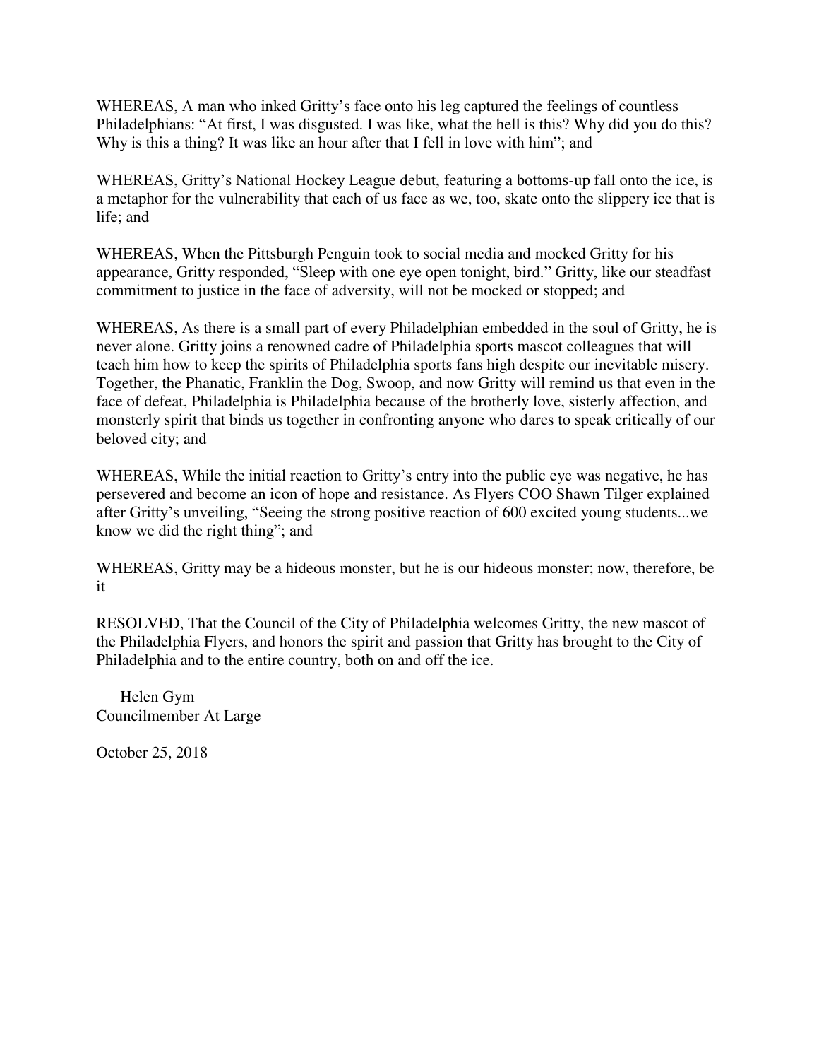WHEREAS, A man who inked Gritty's face onto his leg captured the feelings of countless Philadelphians: "At first, I was disgusted. I was like, what the hell is this? Why did you do this? Why is this a thing? It was like an hour after that I fell in love with him"; and

WHEREAS, Gritty's National Hockey League debut, featuring a bottoms-up fall onto the ice, is a metaphor for the vulnerability that each of us face as we, too, skate onto the slippery ice that is life; and

WHEREAS, When the Pittsburgh Penguin took to social media and mocked Gritty for his appearance, Gritty responded, "Sleep with one eye open tonight, bird." Gritty, like our steadfast commitment to justice in the face of adversity, will not be mocked or stopped; and

WHEREAS, As there is a small part of every Philadelphian embedded in the soul of Gritty, he is never alone. Gritty joins a renowned cadre of Philadelphia sports mascot colleagues that will teach him how to keep the spirits of Philadelphia sports fans high despite our inevitable misery. Together, the Phanatic, Franklin the Dog, Swoop, and now Gritty will remind us that even in the face of defeat, Philadelphia is Philadelphia because of the brotherly love, sisterly affection, and monsterly spirit that binds us together in confronting anyone who dares to speak critically of our beloved city; and

WHEREAS, While the initial reaction to Gritty's entry into the public eye was negative, he has persevered and become an icon of hope and resistance. As Flyers COO Shawn Tilger explained after Gritty's unveiling, "Seeing the strong positive reaction of 600 excited young students...we know we did the right thing"; and

WHEREAS, Gritty may be a hideous monster, but he is our hideous monster; now, therefore, be it

RESOLVED, That the Council of the City of Philadelphia welcomes Gritty, the new mascot of the Philadelphia Flyers, and honors the spirit and passion that Gritty has brought to the City of Philadelphia and to the entire country, both on and off the ice.

Helen Gym
Councilmember At Large

October 25, 2018